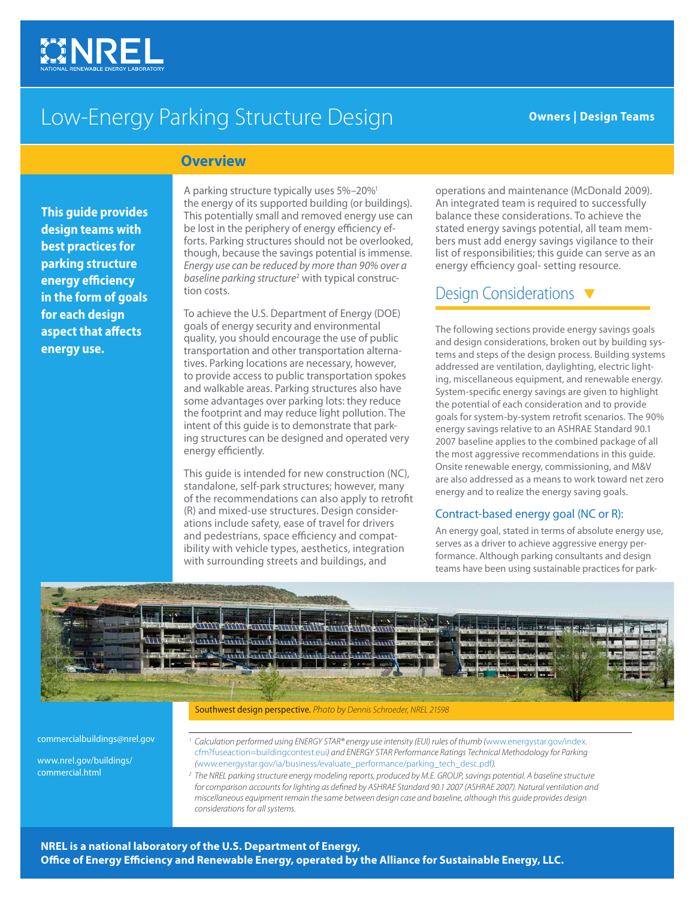# Low-Energy Parking Structure Design

**Owners | Design Teams**

## Overview

**This guide provides design teams with best practices for parking structure energy efficiency in the form of goals for each design aspect that affects energy use.**

A parking structure typically uses 5%–20%[1] the energy of its supported building (or buildings). This potentially small and removed energy use can be lost in the periphery of energy efficiency efforts. Parking structures should not be overlooked, though, because the savings potential is immense. *Energy use can be reduced by more than 90% over a baseline parking structure*[2] with typical construction costs.

To achieve the U.S. Department of Energy (DOE) goals of energy security and environmental quality, you should encourage the use of public transportation and other transportation alternatives. Parking locations are necessary, however, to provide access to public transportation spokes and walkable areas. Parking structures also have some advantages over parking lots: they reduce the footprint and may reduce light pollution. The intent of this guide is to demonstrate that parking structures can be designed and operated very energy efficiently.

This guide is intended for new construction (NC), standalone, self-park structures; however, many of the recommendations can also apply to retrofit (R) and mixed-use structures. Design considerations include safety, ease of travel for drivers and pedestrians, space efficiency and compatibility with vehicle types, aesthetics, integration with surrounding streets and buildings, and operations and maintenance (McDonald 2009). An integrated team is required to successfully balance these considerations. To achieve the stated energy savings potential, all team members must add energy savings vigilance to their list of responsibilities; this guide can serve as an energy efficiency goal- setting resource.

## Design Considerations ▼

The following sections provide energy savings goals and design considerations, broken out by building systems and steps of the design process. Building systems addressed are ventilation, daylighting, electric lighting, miscellaneous equipment, and renewable energy. System-specific energy savings are given to highlight the potential of each consideration and to provide goals for system-by-system retrofit scenarios. The 90% energy savings relative to an ASHRAE Standard 90.1 2007 baseline applies to the combined package of all the most aggressive recommendations in this guide. Onsite renewable energy, commissioning, and M&V are also addressed as a means to work toward net zero energy and to realize the energy saving goals.

### Contract-based energy goal (NC or R):

An energy goal, stated in terms of absolute energy use, serves as a driver to achieve aggressive energy performance. Although parking consultants and design teams have been using sustainable practices for park-

Southwest design perspective. *Photo by Dennis Schroeder, NREL 21598*

[1] *Calculation performed using ENERGY STAR® energy use intensity (EUI) rules of thumb (www.energystar.gov/index.cfm?fuseaction=buildingcontest.eui) and ENERGY STAR Performance Ratings Technical Methodology for Parking (www.energystar.gov/ia/business/evaluate_performance/parking_tech_desc.pdf).*

[2] *The NREL parking structure energy modeling reports, produced by M.E. GROUP, savings potential. A baseline structure for comparison accounts for lighting as defined by ASHRAE Standard 90.1 2007 (ASHRAE 2007). Natural ventilation and miscellaneous equipment remain the same between design case and baseline, although this guide provides design considerations for all systems.*

commercialbuildings@nrel.gov

www.nrel.gov/buildings/commercial.html

**NREL is a national laboratory of the U.S. Department of Energy, Office of Energy Efficiency and Renewable Energy, operated by the Alliance for Sustainable Energy, LLC.**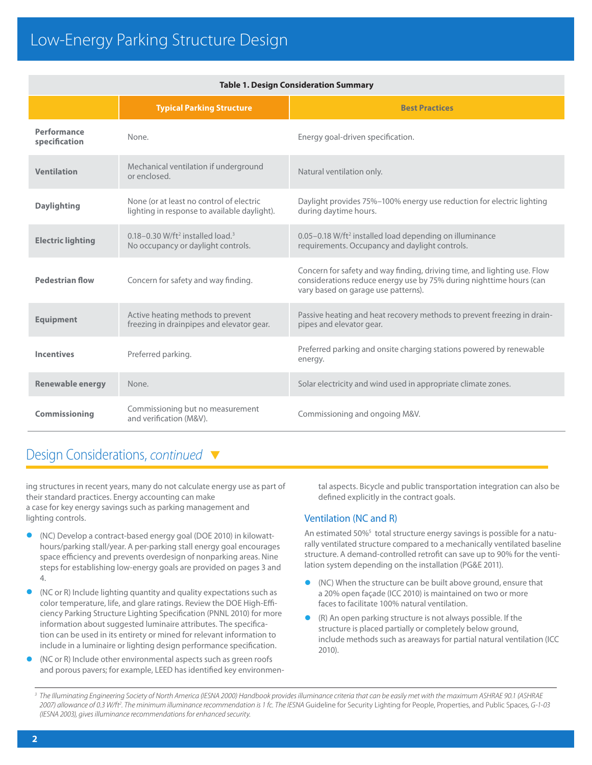**Table 1. Design Consideration Summary**

| | Typical Parking Structure | Best Practices |
|---|---|---|
| **Performance specification** | None. | Energy goal-driven specification. |
| **Ventilation** | Mechanical ventilation if underground or enclosed. | Natural ventilation only. |
| **Daylighting** | None (or at least no control of electric lighting in response to available daylight). | Daylight provides 75%–100% energy use reduction for electric lighting during daytime hours. |
| **Electric lighting** | 0.18–0.30 W/ft$^2$ installed load.[3] No occupancy or daylight controls. | 0.05–0.18 W/ft$^2$ installed load depending on illuminance requirements. Occupancy and daylight controls. |
| **Pedestrian flow** | Concern for safety and way finding. | Concern for safety and way finding, driving time, and lighting use. Flow considerations reduce energy use by 75% during nighttime hours (can vary based on garage use patterns). |
| **Equipment** | Active heating methods to prevent freezing in drainpipes and elevator gear. | Passive heating and heat recovery methods to prevent freezing in drainpipes and elevator gear. |
| **Incentives** | Preferred parking. | Preferred parking and onsite charging stations powered by renewable energy. |
| **Renewable energy** | None. | Solar electricity and wind used in appropriate climate zones. |
| **Commissioning** | Commissioning but no measurement and verification (M&V). | Commissioning and ongoing M&V. |

## Design Considerations, *continued*

ing structures in recent years, many do not calculate energy use as part of their standard practices. Energy accounting can make a case for key energy savings such as parking management and lighting controls.

- (NC) Develop a contract-based energy goal (DOE 2010) in kilowatt-hours/parking stall/year. A per-parking stall energy goal encourages space efficiency and prevents overdesign of nonparking areas. Nine steps for establishing low-energy goals are provided on pages 3 and 4.
- (NC or R) Include lighting quantity and quality expectations such as color temperature, life, and glare ratings. Review the DOE High-Efficiency Parking Structure Lighting Specification (PNNL 2010) for more information about suggested luminaire attributes. The specification can be used in its entirety or mined for relevant information to include in a luminaire or lighting design performance specification.
- (NC or R) Include other environmental aspects such as green roofs and porous pavers; for example, LEED has identified key environmental aspects. Bicycle and public transportation integration can also be defined explicitly in the contract goals.

### Ventilation (NC and R)

An estimated 50%[5] total structure energy savings is possible for a naturally ventilated structure compared to a mechanically ventilated baseline structure. A demand-controlled retrofit can save up to 90% for the ventilation system depending on the installation (PG&E 2011).

- (NC) When the structure can be built above ground, ensure that a 20% open façade (ICC 2010) is maintained on two or more faces to facilitate 100% natural ventilation.
- (R) An open parking structure is not always possible. If the structure is placed partially or completely below ground, include methods such as areaways for partial natural ventilation (ICC 2010).

---

[3] *The Illuminating Engineering Society of North America (IESNA 2000) Handbook provides illuminance criteria that can be easily met with the maximum ASHRAE 90.1 (ASHRAE 2007) allowance of 0.3 W/ft$^2$. The minimum illuminance recommendation is 1 fc. The IESNA* Guideline for Security Lighting for People, Properties, and Public Spaces, *G-1-03 (IESNA 2003), gives illuminance recommendations for enhanced security.*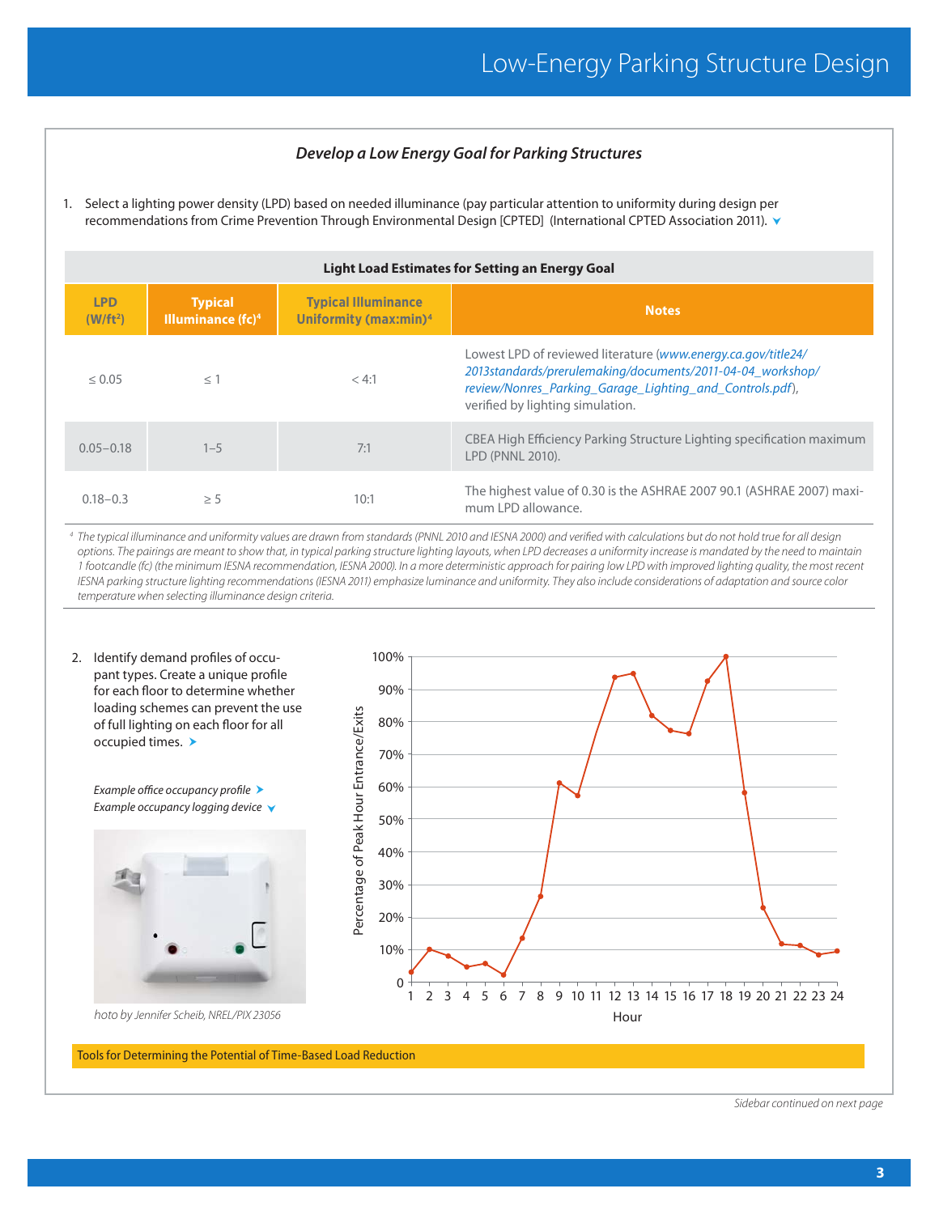### *Develop a Low Energy Goal for Parking Structures*

1. Select a lighting power density (LPD) based on needed illuminance (pay particular attention to uniformity during design per recommendations from Crime Prevention Through Environmental Design [CPTED] (International CPTED Association 2011).

**Light Load Estimates for Setting an Energy Goal**

| LPD ($W/ft^2$) | Typical Illuminance (fc)[4] | Typical Illuminance Uniformity (max:min)[4] | Notes |
|---|---|---|---|
| ≤ 0.05 | ≤ 1 | < 4:1 | Lowest LPD of reviewed literature (*www.energy.ca.gov/title24/2013standards/prerulemaking/documents/2011-04-04_workshop/review/Nonres_Parking_Garage_Lighting_and_Controls.pdf*), verified by lighting simulation. |
| 0.05–0.18 | 1–5 | 7:1 | CBEA High Efficiency Parking Structure Lighting specification maximum LPD (PNNL 2010). |
| 0.18–0.3 | ≥ 5 | 10:1 | The highest value of 0.30 is the ASHRAE 2007 90.1 (ASHRAE 2007) maximum LPD allowance. |

*[4] The typical illuminance and uniformity values are drawn from standards (PNNL 2010 and IESNA 2000) and verified with calculations but do not hold true for all design options. The pairings are meant to show that, in typical parking structure lighting layouts, when LPD decreases a uniformity increase is mandated by the need to maintain 1 footcandle (fc) (the minimum IESNA recommendation, IESNA 2000). In a more deterministic approach for pairing low LPD with improved lighting quality, the most recent IESNA parking structure lighting recommendations (IESNA 2011) emphasize luminance and uniformity. They also include considerations of adaptation and source color temperature when selecting illuminance design criteria.*

2. Identify demand profiles of occupant types. Create a unique profile for each floor to determine whether loading schemes can prevent the use of full lighting on each floor for all occupied times.

*Example office occupancy profile*

*Example occupancy logging device*

*hoto by Jennifer Scheib, NREL/PIX 23056*

Tools for Determining the Potential of Time-Based Load Reduction

*Sidebar continued on next page*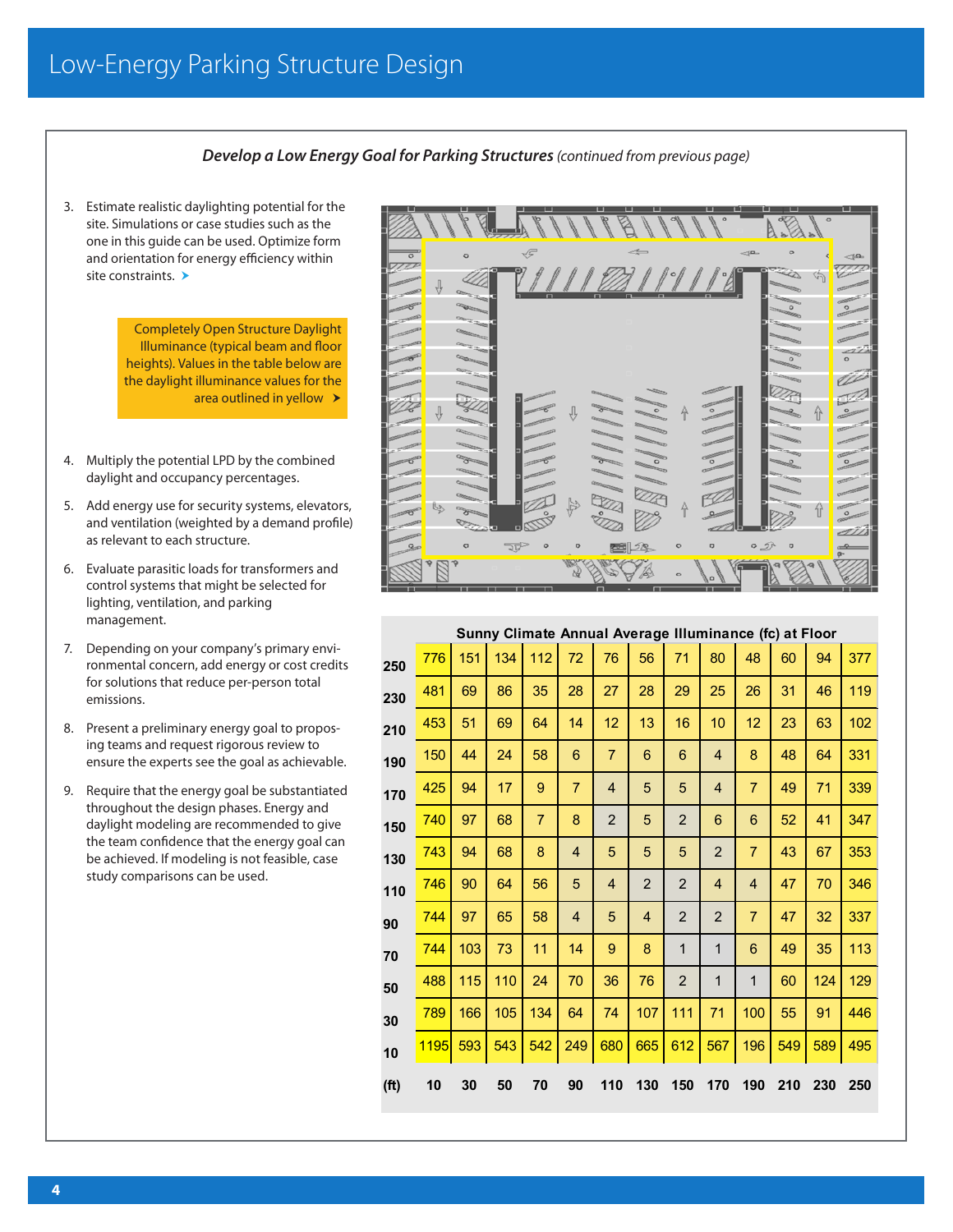### *Develop a Low Energy Goal for Parking Structures* *(continued from previous page)*

3. Estimate realistic daylighting potential for the site. Simulations or case studies such as the one in this guide can be used. Optimize form and orientation for energy efficiency within site constraints.

Completely Open Structure Daylight Illuminance (typical beam and floor heights). Values in the table below are the daylight illuminance values for the area outlined in yellow

4. Multiply the potential LPD by the combined daylight and occupancy percentages.
5. Add energy use for security systems, elevators, and ventilation (weighted by a demand profile) as relevant to each structure.
6. Evaluate parasitic loads for transformers and control systems that might be selected for lighting, ventilation, and parking management.
7. Depending on your company's primary environmental concern, add energy or cost credits for solutions that reduce per-person total emissions.
8. Present a preliminary energy goal to proposing teams and request rigorous review to ensure the experts see the goal as achievable.
9. Require that the energy goal be substantiated throughout the design phases. Energy and daylight modeling are recommended to give the team confidence that the energy goal can be achieved. If modeling is not feasible, case study comparisons can be used.

**Sunny Climate Annual Average Illuminance (fc) at Floor**

| (ft) | 10 | 30 | 50 | 70 | 90 | 110 | 130 | 150 | 170 | 190 | 210 | 230 | 250 |
|---|---|---|---|---|---|---|---|---|---|---|---|---|---|
| 250 | 776 | 151 | 134 | 112 | 72 | 76 | 56 | 71 | 80 | 48 | 60 | 94 | 377 |
| 230 | 481 | 69 | 86 | 35 | 28 | 27 | 28 | 29 | 25 | 26 | 31 | 46 | 119 |
| 210 | 453 | 51 | 69 | 64 | 14 | 12 | 13 | 16 | 10 | 12 | 23 | 63 | 102 |
| 190 | 150 | 44 | 24 | 58 | 6 | 7 | 6 | 6 | 4 | 8 | 48 | 64 | 331 |
| 170 | 425 | 94 | 17 | 9 | 7 | 4 | 5 | 5 | 4 | 7 | 49 | 71 | 339 |
| 150 | 740 | 97 | 68 | 7 | 8 | 2 | 5 | 2 | 6 | 6 | 52 | 41 | 347 |
| 130 | 743 | 94 | 68 | 8 | 4 | 5 | 5 | 5 | 2 | 7 | 43 | 67 | 353 |
| 110 | 746 | 90 | 64 | 56 | 5 | 4 | 2 | 2 | 4 | 4 | 47 | 70 | 346 |
| 90 | 744 | 97 | 65 | 58 | 4 | 5 | 4 | 2 | 2 | 7 | 47 | 32 | 337 |
| 70 | 744 | 103 | 73 | 11 | 14 | 9 | 8 | 1 | 1 | 6 | 49 | 35 | 113 |
| 50 | 488 | 115 | 110 | 24 | 70 | 36 | 76 | 2 | 1 | 1 | 60 | 124 | 129 |
| 30 | 789 | 166 | 105 | 134 | 64 | 74 | 107 | 111 | 71 | 100 | 55 | 91 | 446 |
| 10 | 1195 | 593 | 543 | 542 | 249 | 680 | 665 | 612 | 567 | 196 | 549 | 589 | 495 |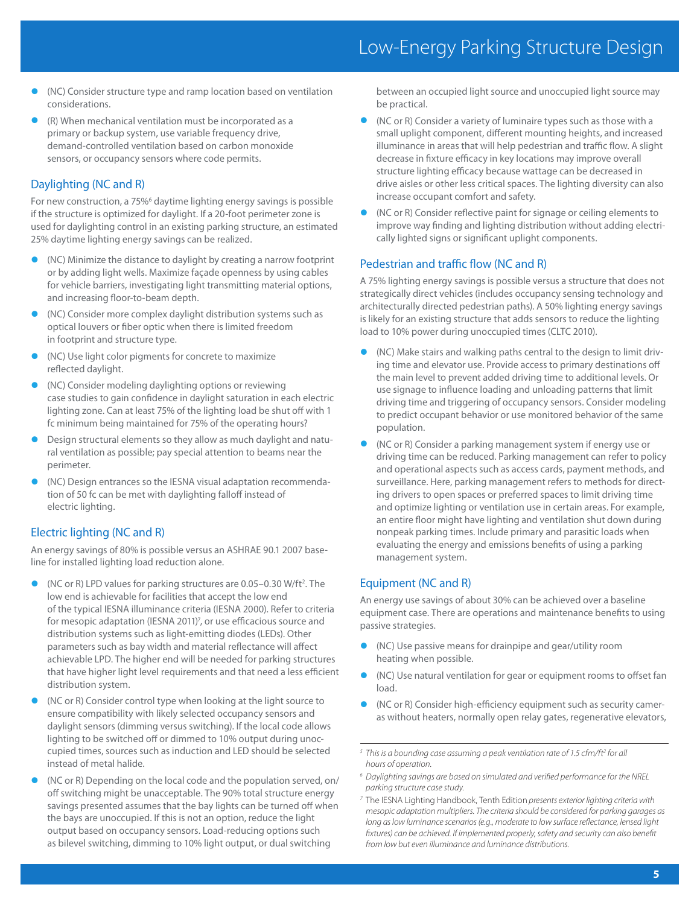- (NC) Consider structure type and ramp location based on ventilation considerations.
- (R) When mechanical ventilation must be incorporated as a primary or backup system, use variable frequency drive, demand-controlled ventilation based on carbon monoxide sensors, or occupancy sensors where code permits.

## Daylighting (NC and R)

For new construction, a 75%[6] daytime lighting energy savings is possible if the structure is optimized for daylight. If a 20-foot perimeter zone is used for daylighting control in an existing parking structure, an estimated 25% daytime lighting energy savings can be realized.

- (NC) Minimize the distance to daylight by creating a narrow footprint or by adding light wells. Maximize façade openness by using cables for vehicle barriers, investigating light transmitting material options, and increasing floor-to-beam depth.
- (NC) Consider more complex daylight distribution systems such as optical louvers or fiber optic when there is limited freedom in footprint and structure type.
- (NC) Use light color pigments for concrete to maximize reflected daylight.
- (NC) Consider modeling daylighting options or reviewing case studies to gain confidence in daylight saturation in each electric lighting zone. Can at least 75% of the lighting load be shut off with 1 fc minimum being maintained for 75% of the operating hours?
- Design structural elements so they allow as much daylight and natural ventilation as possible; pay special attention to beams near the perimeter.
- (NC) Design entrances so the IESNA visual adaptation recommendation of 50 fc can be met with daylighting falloff instead of electric lighting.

## Electric lighting (NC and R)

An energy savings of 80% is possible versus an ASHRAE 90.1 2007 baseline for installed lighting load reduction alone.

- (NC or R) LPD values for parking structures are 0.05–0.30 W/ft$^2$. The low end is achievable for facilities that accept the low end of the typical IESNA illuminance criteria (IESNA 2000). Refer to criteria for mesopic adaptation (IESNA 2011)[7], or use efficacious source and distribution systems such as light-emitting diodes (LEDs). Other parameters such as bay width and material reflectance will affect achievable LPD. The higher end will be needed for parking structures that have higher light level requirements and that need a less efficient distribution system.
- (NC or R) Consider control type when looking at the light source to ensure compatibility with likely selected occupancy sensors and daylight sensors (dimming versus switching). If the local code allows lighting to be switched off or dimmed to 10% output during unoccupied times, sources such as induction and LED should be selected instead of metal halide.
- (NC or R) Depending on the local code and the population served, on/off switching might be unacceptable. The 90% total structure energy savings presented assumes that the bay lights can be turned off when the bays are unoccupied. If this is not an option, reduce the light output based on occupancy sensors. Load-reducing options such as bilevel switching, dimming to 10% light output, or dual switching between an occupied light source and unoccupied light source may be practical.
- (NC or R) Consider a variety of luminaire types such as those with a small uplight component, different mounting heights, and increased illuminance in areas that will help pedestrian and traffic flow. A slight decrease in fixture efficacy in key locations may improve overall structure lighting efficacy because wattage can be decreased in drive aisles or other less critical spaces. The lighting diversity can also increase occupant comfort and safety.
- (NC or R) Consider reflective paint for signage or ceiling elements to improve way finding and lighting distribution without adding electrically lighted signs or significant uplight components.

## Pedestrian and traffic flow (NC and R)

A 75% lighting energy savings is possible versus a structure that does not strategically direct vehicles (includes occupancy sensing technology and architecturally directed pedestrian paths). A 50% lighting energy savings is likely for an existing structure that adds sensors to reduce the lighting load to 10% power during unoccupied times (CLTC 2010).

- (NC) Make stairs and walking paths central to the design to limit driving time and elevator use. Provide access to primary destinations off the main level to prevent added driving time to additional levels. Or use signage to influence loading and unloading patterns that limit driving time and triggering of occupancy sensors. Consider modeling to predict occupant behavior or use monitored behavior of the same population.
- (NC or R) Consider a parking management system if energy use or driving time can be reduced. Parking management can refer to policy and operational aspects such as access cards, payment methods, and surveillance. Here, parking management refers to methods for directing drivers to open spaces or preferred spaces to limit driving time and optimize lighting or ventilation use in certain areas. For example, an entire floor might have lighting and ventilation shut down during nonpeak parking times. Include primary and parasitic loads when evaluating the energy and emissions benefits of using a parking management system.

## Equipment (NC and R)

An energy use savings of about 30% can be achieved over a baseline equipment case. There are operations and maintenance benefits to using passive strategies.

- (NC) Use passive means for drainpipe and gear/utility room heating when possible.
- (NC) Use natural ventilation for gear or equipment rooms to offset fan load.
- (NC or R) Consider high-efficiency equipment such as security cameras without heaters, normally open relay gates, regenerative elevators,

---

[5] *This is a bounding case assuming a peak ventilation rate of 1.5 cfm/ft$^2$ for all hours of operation.*

[6] *Daylighting savings are based on simulated and verified performance for the NREL parking structure case study.*

[7] The IESNA Lighting Handbook, Tenth Edition *presents exterior lighting criteria with mesopic adaptation multipliers. The criteria should be considered for parking garages as long as low luminance scenarios (e.g., moderate to low surface reflectance, lensed light fixtures) can be achieved. If implemented properly, safety and security can also benefit from low but even illuminance and luminance distributions.*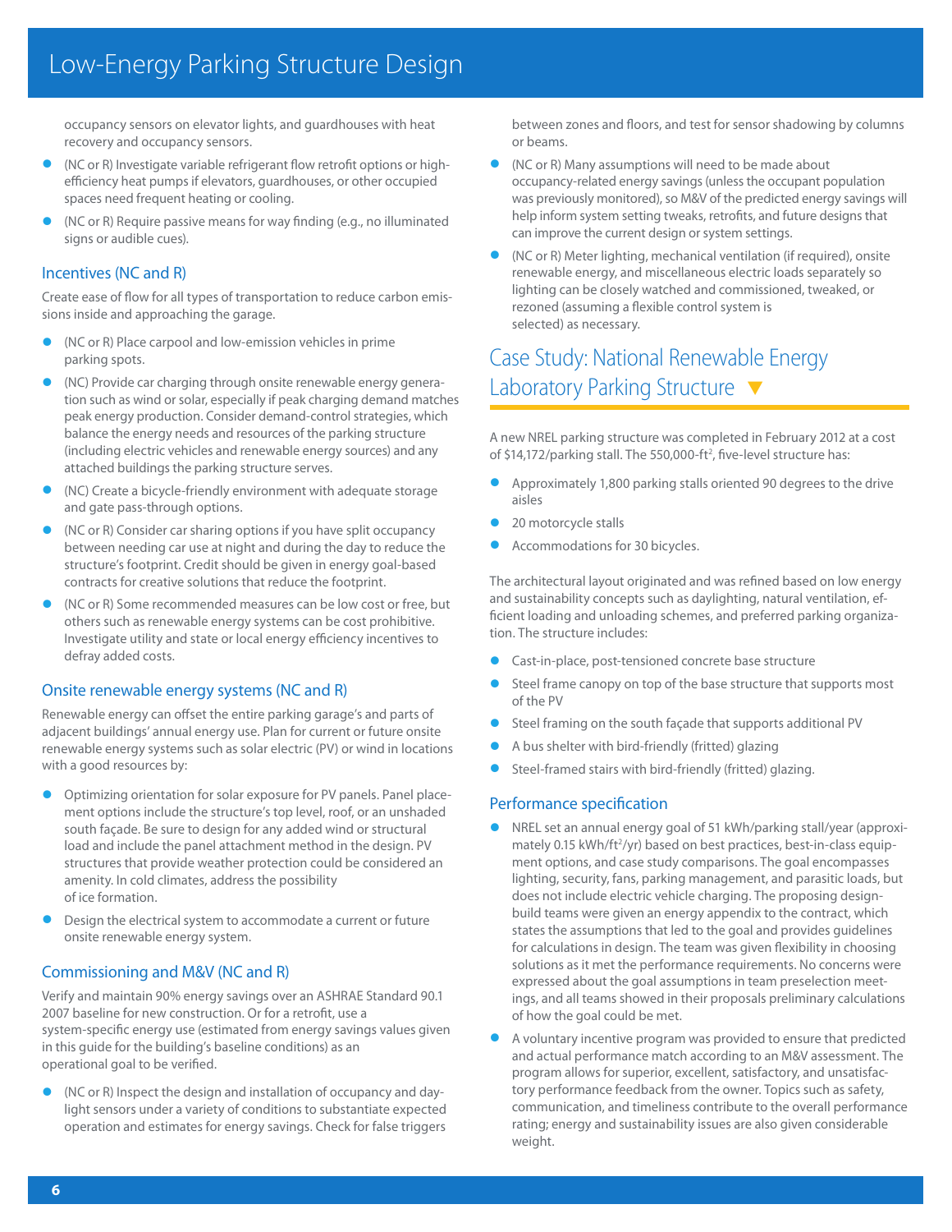occupancy sensors on elevator lights, and guardhouses with heat recovery and occupancy sensors.

- (NC or R) Investigate variable refrigerant flow retrofit options or high-efficiency heat pumps if elevators, guardhouses, or other occupied spaces need frequent heating or cooling.
- (NC or R) Require passive means for way finding (e.g., no illuminated signs or audible cues).

### Incentives (NC and R)

Create ease of flow for all types of transportation to reduce carbon emissions inside and approaching the garage.

- (NC or R) Place carpool and low-emission vehicles in prime parking spots.
- (NC) Provide car charging through onsite renewable energy generation such as wind or solar, especially if peak charging demand matches peak energy production. Consider demand-control strategies, which balance the energy needs and resources of the parking structure (including electric vehicles and renewable energy sources) and any attached buildings the parking structure serves.
- (NC) Create a bicycle-friendly environment with adequate storage and gate pass-through options.
- (NC or R) Consider car sharing options if you have split occupancy between needing car use at night and during the day to reduce the structure's footprint. Credit should be given in energy goal-based contracts for creative solutions that reduce the footprint.
- (NC or R) Some recommended measures can be low cost or free, but others such as renewable energy systems can be cost prohibitive. Investigate utility and state or local energy efficiency incentives to defray added costs.

### Onsite renewable energy systems (NC and R)

Renewable energy can offset the entire parking garage's and parts of adjacent buildings' annual energy use. Plan for current or future onsite renewable energy systems such as solar electric (PV) or wind in locations with a good resources by:

- Optimizing orientation for solar exposure for PV panels. Panel placement options include the structure's top level, roof, or an unshaded south façade. Be sure to design for any added wind or structural load and include the panel attachment method in the design. PV structures that provide weather protection could be considered an amenity. In cold climates, address the possibility of ice formation.
- Design the electrical system to accommodate a current or future onsite renewable energy system.

### Commissioning and M&V (NC and R)

Verify and maintain 90% energy savings over an ASHRAE Standard 90.1 2007 baseline for new construction. Or for a retrofit, use a system-specific energy use (estimated from energy savings values given in this guide for the building's baseline conditions) as an operational goal to be verified.

- (NC or R) Inspect the design and installation of occupancy and daylight sensors under a variety of conditions to substantiate expected operation and estimates for energy savings. Check for false triggers between zones and floors, and test for sensor shadowing by columns or beams.
- (NC or R) Many assumptions will need to be made about occupancy-related energy savings (unless the occupant population was previously monitored), so M&V of the predicted energy savings will help inform system setting tweaks, retrofits, and future designs that can improve the current design or system settings.
- (NC or R) Meter lighting, mechanical ventilation (if required), onsite renewable energy, and miscellaneous electric loads separately so lighting can be closely watched and commissioned, tweaked, or rezoned (assuming a flexible control system is selected) as necessary.

## Case Study: National Renewable Energy Laboratory Parking Structure

A new NREL parking structure was completed in February 2012 at a cost of $14,172/parking stall. The 550,000-ft$^2$, five-level structure has:

- Approximately 1,800 parking stalls oriented 90 degrees to the drive aisles
- 20 motorcycle stalls
- Accommodations for 30 bicycles.

The architectural layout originated and was refined based on low energy and sustainability concepts such as daylighting, natural ventilation, efficient loading and unloading schemes, and preferred parking organization. The structure includes:

- Cast-in-place, post-tensioned concrete base structure
- Steel frame canopy on top of the base structure that supports most of the PV
- Steel framing on the south façade that supports additional PV
- A bus shelter with bird-friendly (fritted) glazing
- Steel-framed stairs with bird-friendly (fritted) glazing.

### Performance specification

- NREL set an annual energy goal of 51 kWh/parking stall/year (approximately 0.15 kWh/ft$^2$/yr) based on best practices, best-in-class equipment options, and case study comparisons. The goal encompasses lighting, security, fans, parking management, and parasitic loads, but does not include electric vehicle charging. The proposing design-build teams were given an energy appendix to the contract, which states the assumptions that led to the goal and provides guidelines for calculations in design. The team was given flexibility in choosing solutions as it met the performance requirements. No concerns were expressed about the goal assumptions in team preselection meetings, and all teams showed in their proposals preliminary calculations of how the goal could be met.
- A voluntary incentive program was provided to ensure that predicted and actual performance match according to an M&V assessment. The program allows for superior, excellent, satisfactory, and unsatisfactory performance feedback from the owner. Topics such as safety, communication, and timeliness contribute to the overall performance rating; energy and sustainability issues are also given considerable weight.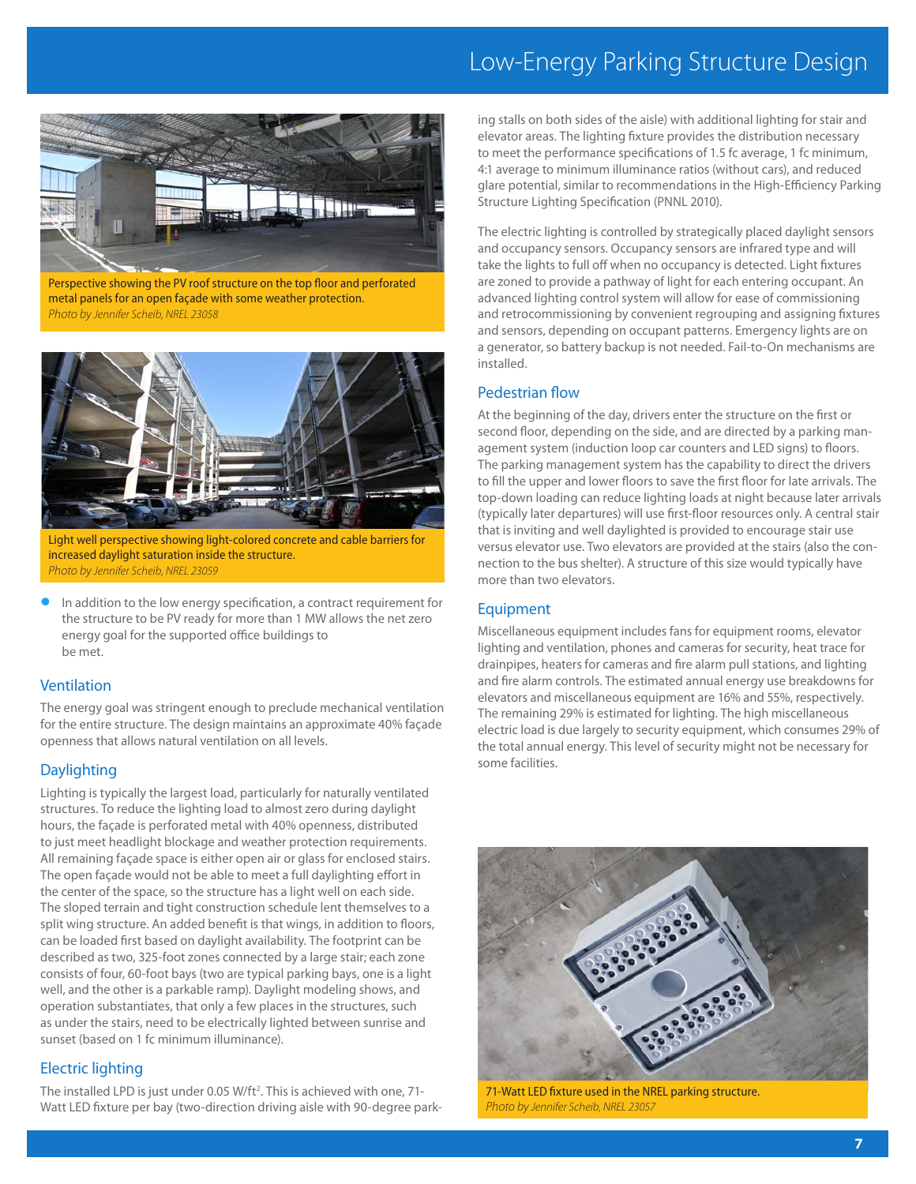Perspective showing the PV roof structure on the top floor and perforated metal panels for an open façade with some weather protection.
*Photo by Jennifer Scheib, NREL 23058*

Light well perspective showing light-colored concrete and cable barriers for increased daylight saturation inside the structure.
*Photo by Jennifer Scheib, NREL 23059*

- In addition to the low energy specification, a contract requirement for the structure to be PV ready for more than 1 MW allows the net zero energy goal for the supported office buildings to be met.

## Ventilation

The energy goal was stringent enough to preclude mechanical ventilation for the entire structure. The design maintains an approximate 40% façade openness that allows natural ventilation on all levels.

## Daylighting

Lighting is typically the largest load, particularly for naturally ventilated structures. To reduce the lighting load to almost zero during daylight hours, the façade is perforated metal with 40% openness, distributed to just meet headlight blockage and weather protection requirements. All remaining façade space is either open air or glass for enclosed stairs. The open façade would not be able to meet a full daylighting effort in the center of the space, so the structure has a light well on each side. The sloped terrain and tight construction schedule lent themselves to a split wing structure. An added benefit is that wings, in addition to floors, can be loaded first based on daylight availability. The footprint can be described as two, 325-foot zones connected by a large stair; each zone consists of four, 60-foot bays (two are typical parking bays, one is a light well, and the other is a parkable ramp). Daylight modeling shows, and operation substantiates, that only a few places in the structures, such as under the stairs, need to be electrically lighted between sunrise and sunset (based on 1 fc minimum illuminance).

## Electric lighting

The installed LPD is just under 0.05 W/ft$^2$. This is achieved with one, 71-Watt LED fixture per bay (two-direction driving aisle with 90-degree parking stalls on both sides of the aisle) with additional lighting for stair and elevator areas. The lighting fixture provides the distribution necessary to meet the performance specifications of 1.5 fc average, 1 fc minimum, 4:1 average to minimum illuminance ratios (without cars), and reduced glare potential, similar to recommendations in the High-Efficiency Parking Structure Lighting Specification (PNNL 2010).

The electric lighting is controlled by strategically placed daylight sensors and occupancy sensors. Occupancy sensors are infrared type and will take the lights to full off when no occupancy is detected. Light fixtures are zoned to provide a pathway of light for each entering occupant. An advanced lighting control system will allow for ease of commissioning and retrocommissioning by convenient regrouping and assigning fixtures and sensors, depending on occupant patterns. Emergency lights are on a generator, so battery backup is not needed. Fail-to-On mechanisms are installed.

## Pedestrian flow

At the beginning of the day, drivers enter the structure on the first or second floor, depending on the side, and are directed by a parking management system (induction loop car counters and LED signs) to floors. The parking management system has the capability to direct the drivers to fill the upper and lower floors to save the first floor for late arrivals. The top-down loading can reduce lighting loads at night because later arrivals (typically later departures) will use first-floor resources only. A central stair that is inviting and well daylighted is provided to encourage stair use versus elevator use. Two elevators are provided at the stairs (also the connection to the bus shelter). A structure of this size would typically have more than two elevators.

## Equipment

Miscellaneous equipment includes fans for equipment rooms, elevator lighting and ventilation, phones and cameras for security, heat trace for drainpipes, heaters for cameras and fire alarm pull stations, and lighting and fire alarm controls. The estimated annual energy use breakdowns for elevators and miscellaneous equipment are 16% and 55%, respectively. The remaining 29% is estimated for lighting. The high miscellaneous electric load is due largely to security equipment, which consumes 29% of the total annual energy. This level of security might not be necessary for some facilities.

71-Watt LED fixture used in the NREL parking structure.
*Photo by Jennifer Scheib, NREL 23057*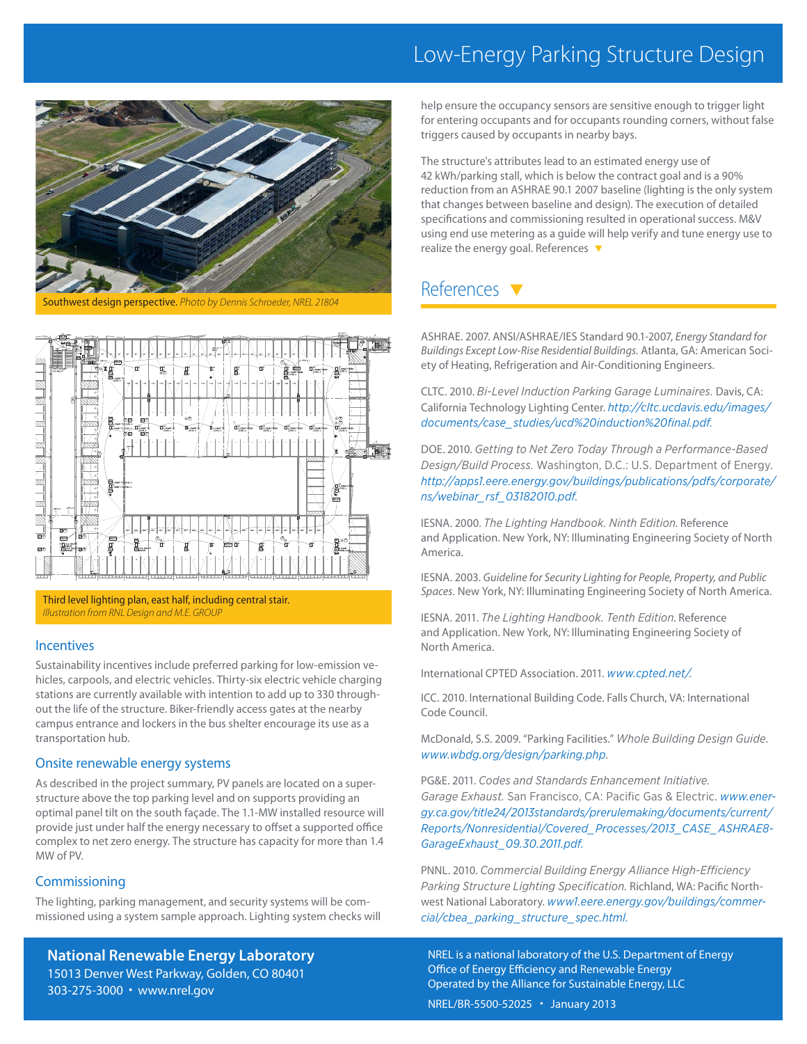Southwest design perspective. *Photo by Dennis Schroeder, NREL 21804*

Third level lighting plan, east half, including central stair.
*Illustration from RNL Design and M.E. GROUP*

### Incentives

Sustainability incentives include preferred parking for low-emission vehicles, carpools, and electric vehicles. Thirty-six electric vehicle charging stations are currently available with intention to add up to 330 throughout the life of the structure. Biker-friendly access gates at the nearby campus entrance and lockers in the bus shelter encourage its use as a transportation hub.

### Onsite renewable energy systems

As described in the project summary, PV panels are located on a superstructure above the top parking level and on supports providing an optimal panel tilt on the south façade. The 1.1-MW installed resource will provide just under half the energy necessary to offset a supported office complex to net zero energy. The structure has capacity for more than 1.4 MW of PV.

### Commissioning

The lighting, parking management, and security systems will be commissioned using a system sample approach. Lighting system checks will help ensure the occupancy sensors are sensitive enough to trigger light for entering occupants and for occupants rounding corners, without false triggers caused by occupants in nearby bays.

The structure's attributes lead to an estimated energy use of 42 kWh/parking stall, which is below the contract goal and is a 90% reduction from an ASHRAE 90.1 2007 baseline (lighting is the only system that changes between baseline and design). The execution of detailed specifications and commissioning resulted in operational success. M&V using end use metering as a guide will help verify and tune energy use to realize the energy goal. References ▼

## References ▼

ASHRAE. 2007. ANSI/ASHRAE/IES Standard 90.1-2007, *Energy Standard for Buildings Except Low-Rise Residential Buildings.* Atlanta, GA: American Society of Heating, Refrigeration and Air-Conditioning Engineers.

CLTC. 2010. *Bi-Level Induction Parking Garage Luminaires.* Davis, CA: California Technology Lighting Center. *http://cltc.ucdavis.edu/images/documents/case_studies/ucd%20induction%20final.pdf.*

DOE. 2010. *Getting to Net Zero Today Through a Performance-Based Design/Build Process.* Washington, D.C.: U.S. Department of Energy. *http://apps1.eere.energy.gov/buildings/publications/pdfs/corporate/ns/webinar_rsf_03182010.pdf.*

IESNA. 2000. *The Lighting Handbook. Ninth Edition.* Reference and Application. New York, NY: Illuminating Engineering Society of North America.

IESNA. 2003. *Guideline for Security Lighting for People, Property, and Public Spaces.* New York, NY: Illuminating Engineering Society of North America.

IESNA. 2011. *The Lighting Handbook. Tenth Edition.* Reference and Application. New York, NY: Illuminating Engineering Society of North America.

International CPTED Association. 2011. *www.cpted.net/.*

ICC. 2010. International Building Code. Falls Church, VA: International Code Council.

McDonald, S.S. 2009. "Parking Facilities." *Whole Building Design Guide. www.wbdg.org/design/parking.php.*

PG&E. 2011. *Codes and Standards Enhancement Initiative. Garage Exhaust.* San Francisco, CA: Pacific Gas & Electric. *www.energy.ca.gov/title24/2013standards/prerulemaking/documents/current/Reports/Nonresidential/Covered_Processes/2013_CASE_ASHRAE8-GarageExhaust_09.30.2011.pdf.*

PNNL. 2010. *Commercial Building Energy Alliance High-Efficiency Parking Structure Lighting Specification.* Richland, WA: Pacific Northwest National Laboratory. *www1.eere.energy.gov/buildings/commercial/cbea_parking_structure_spec.html.*

**National Renewable Energy Laboratory**
15013 Denver West Parkway, Golden, CO 80401
303-275-3000 • www.nrel.gov

NREL is a national laboratory of the U.S. Department of Energy
Office of Energy Efficiency and Renewable Energy
Operated by the Alliance for Sustainable Energy, LLC

NREL/BR-5500-52025 • January 2013